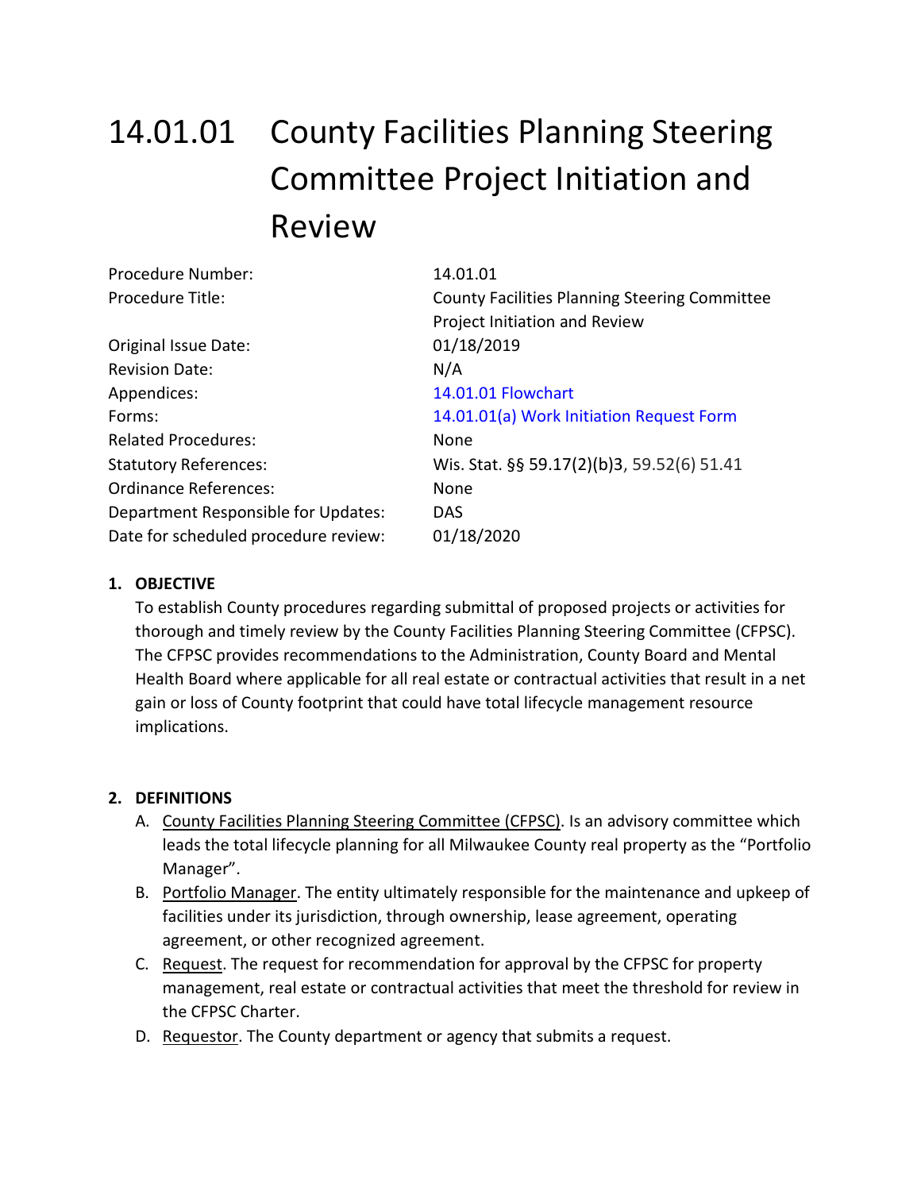# 14.01.01 County Facilities Planning Steering Committee Project Initiation and Review

| | |
|---|---|
| Procedure Number: | 14.01.01 |
| Procedure Title: | County Facilities Planning Steering Committee Project Initiation and Review |
| Original Issue Date: | 01/18/2019 |
| Revision Date: | N/A |
| Appendices: | 14.01.01 Flowchart |
| Forms: | 14.01.01(a) Work Initiation Request Form |
| Related Procedures: | None |
| Statutory References: | Wis. Stat. §§ 59.17(2)(b)3, 59.52(6) 51.41 |
| Ordinance References: | None |
| Department Responsible for Updates: | DAS |
| Date for scheduled procedure review: | 01/18/2020 |

**1. OBJECTIVE**

To establish County procedures regarding submittal of proposed projects or activities for thorough and timely review by the County Facilities Planning Steering Committee (CFPSC). The CFPSC provides recommendations to the Administration, County Board and Mental Health Board where applicable for all real estate or contractual activities that result in a net gain or loss of County footprint that could have total lifecycle management resource implications.

**2. DEFINITIONS**

A. County Facilities Planning Steering Committee (CFPSC). Is an advisory committee which leads the total lifecycle planning for all Milwaukee County real property as the "Portfolio Manager".

B. Portfolio Manager. The entity ultimately responsible for the maintenance and upkeep of facilities under its jurisdiction, through ownership, lease agreement, operating agreement, or other recognized agreement.

C. Request. The request for recommendation for approval by the CFPSC for property management, real estate or contractual activities that meet the threshold for review in the CFPSC Charter.

D. Requestor. The County department or agency that submits a request.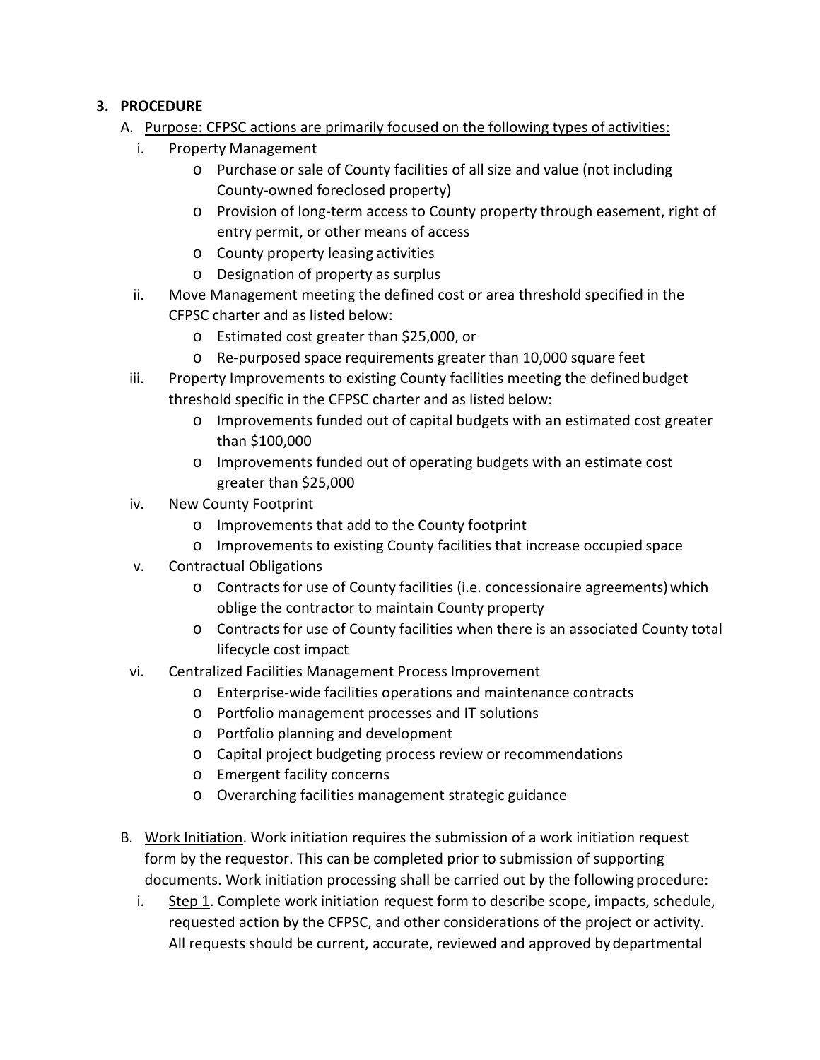## 3. PROCEDURE

A. Purpose: CFPSC actions are primarily focused on the following types of activities:

i. Property Management
   - Purchase or sale of County facilities of all size and value (not including County-owned foreclosed property)
   - Provision of long-term access to County property through easement, right of entry permit, or other means of access
   - County property leasing activities
   - Designation of property as surplus

ii. Move Management meeting the defined cost or area threshold specified in the CFPSC charter and as listed below:
   - Estimated cost greater than $25,000, or
   - Re-purposed space requirements greater than 10,000 square feet

iii. Property Improvements to existing County facilities meeting the defined budget threshold specific in the CFPSC charter and as listed below:
   - Improvements funded out of capital budgets with an estimated cost greater than $100,000
   - Improvements funded out of operating budgets with an estimate cost greater than $25,000

iv. New County Footprint
   - Improvements that add to the County footprint
   - Improvements to existing County facilities that increase occupied space

v. Contractual Obligations
   - Contracts for use of County facilities (i.e. concessionaire agreements) which oblige the contractor to maintain County property
   - Contracts for use of County facilities when there is an associated County total lifecycle cost impact

vi. Centralized Facilities Management Process Improvement
   - Enterprise-wide facilities operations and maintenance contracts
   - Portfolio management processes and IT solutions
   - Portfolio planning and development
   - Capital project budgeting process review or recommendations
   - Emergent facility concerns
   - Overarching facilities management strategic guidance

B. Work Initiation. Work initiation requires the submission of a work initiation request form by the requestor. This can be completed prior to submission of supporting documents. Work initiation processing shall be carried out by the following procedure:

i. Step 1. Complete work initiation request form to describe scope, impacts, schedule, requested action by the CFPSC, and other considerations of the project or activity. All requests should be current, accurate, reviewed and approved by departmental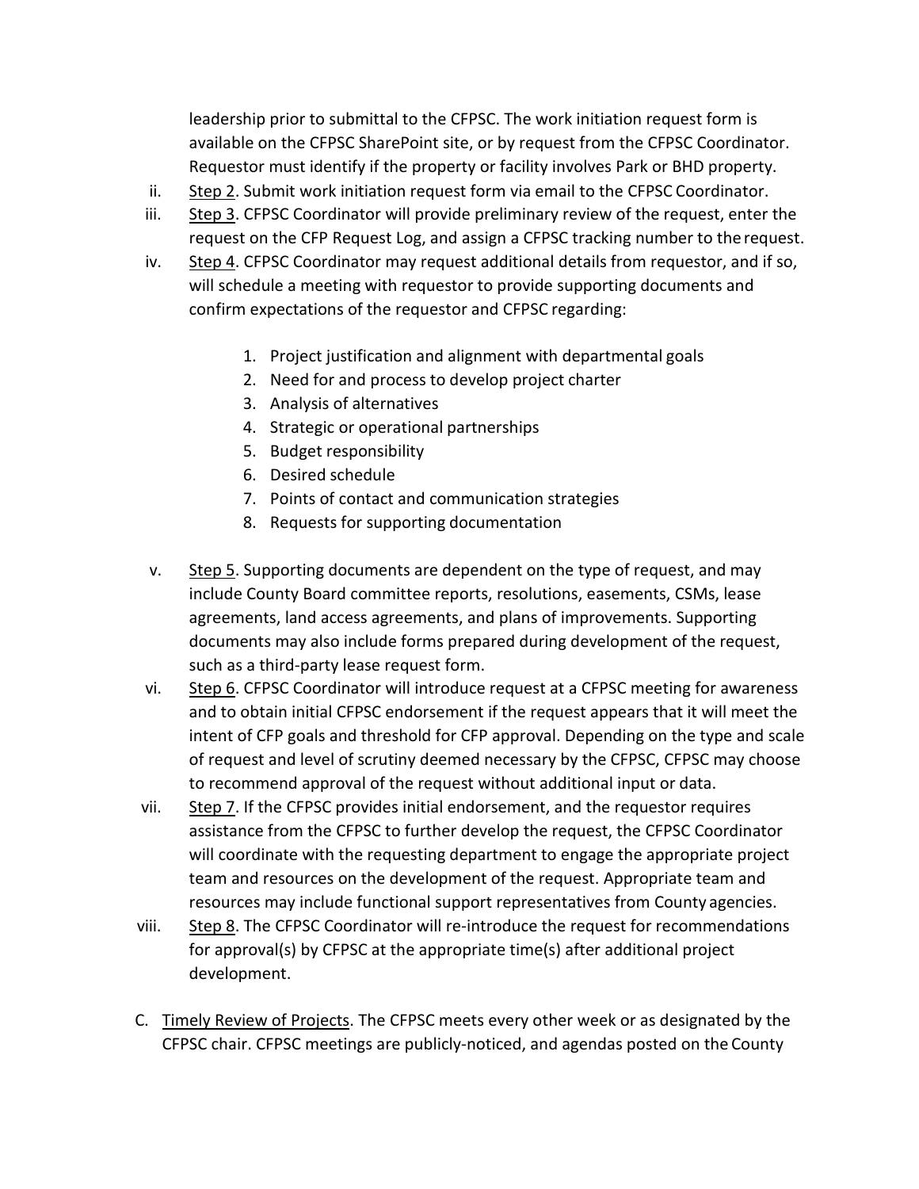leadership prior to submittal to the CFPSC. The work initiation request form is available on the CFPSC SharePoint site, or by request from the CFPSC Coordinator. Requestor must identify if the property or facility involves Park or BHD property.

ii. Step 2. Submit work initiation request form via email to the CFPSC Coordinator.

iii. Step 3. CFPSC Coordinator will provide preliminary review of the request, enter the request on the CFP Request Log, and assign a CFPSC tracking number to the request.

iv. Step 4. CFPSC Coordinator may request additional details from requestor, and if so, will schedule a meeting with requestor to provide supporting documents and confirm expectations of the requestor and CFPSC regarding:

   1. Project justification and alignment with departmental goals
   2. Need for and process to develop project charter
   3. Analysis of alternatives
   4. Strategic or operational partnerships
   5. Budget responsibility
   6. Desired schedule
   7. Points of contact and communication strategies
   8. Requests for supporting documentation

v. Step 5. Supporting documents are dependent on the type of request, and may include County Board committee reports, resolutions, easements, CSMs, lease agreements, land access agreements, and plans of improvements. Supporting documents may also include forms prepared during development of the request, such as a third-party lease request form.

vi. Step 6. CFPSC Coordinator will introduce request at a CFPSC meeting for awareness and to obtain initial CFPSC endorsement if the request appears that it will meet the intent of CFP goals and threshold for CFP approval. Depending on the type and scale of request and level of scrutiny deemed necessary by the CFPSC, CFPSC may choose to recommend approval of the request without additional input or data.

vii. Step 7. If the CFPSC provides initial endorsement, and the requestor requires assistance from the CFPSC to further develop the request, the CFPSC Coordinator will coordinate with the requesting department to engage the appropriate project team and resources on the development of the request. Appropriate team and resources may include functional support representatives from County agencies.

viii. Step 8. The CFPSC Coordinator will re-introduce the request for recommendations for approval(s) by CFPSC at the appropriate time(s) after additional project development.

C. Timely Review of Projects. The CFPSC meets every other week or as designated by the CFPSC chair. CFPSC meetings are publicly-noticed, and agendas posted on the County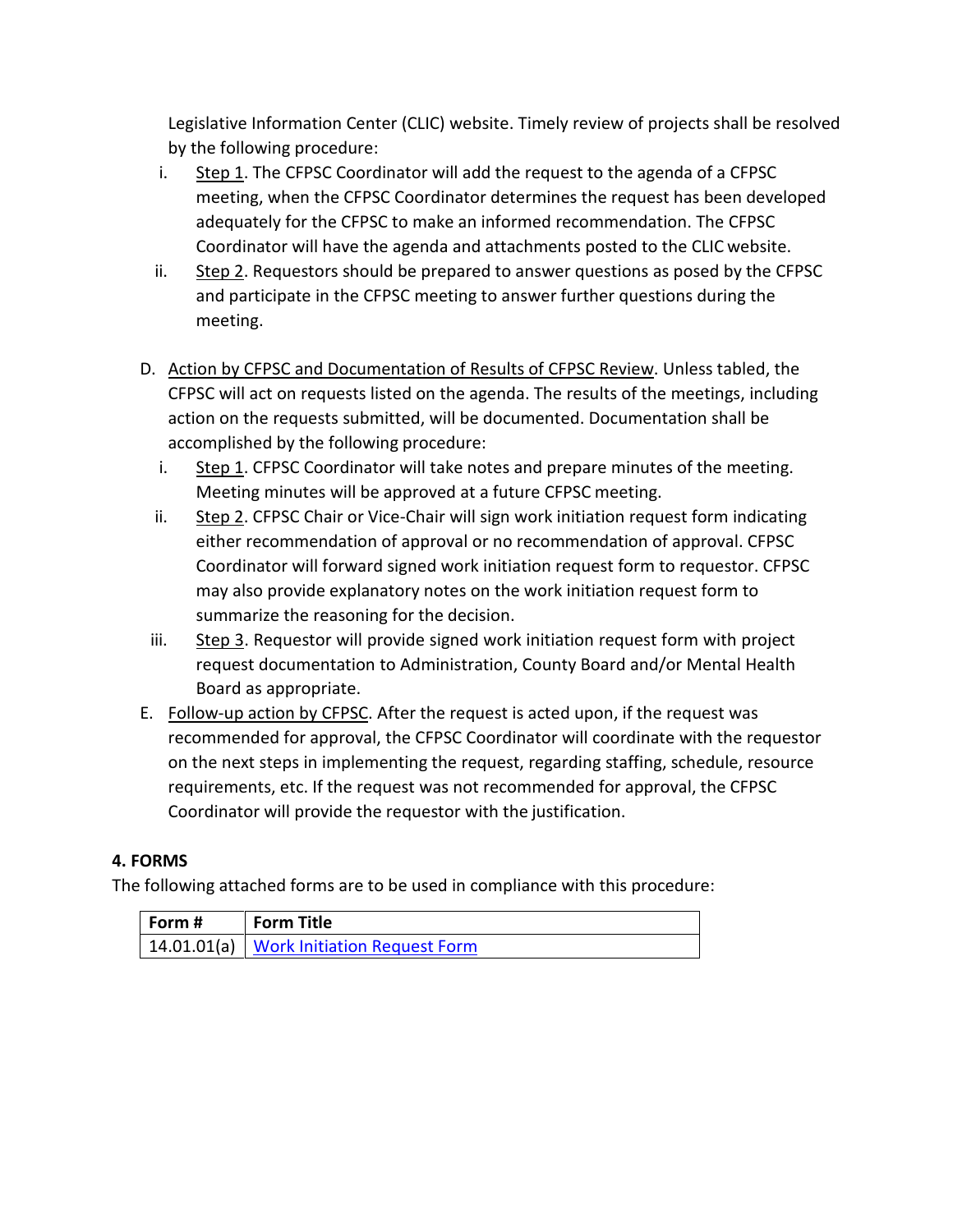Legislative Information Center (CLIC) website. Timely review of projects shall be resolved by the following procedure:

i. Step 1. The CFPSC Coordinator will add the request to the agenda of a CFPSC meeting, when the CFPSC Coordinator determines the request has been developed adequately for the CFPSC to make an informed recommendation. The CFPSC Coordinator will have the agenda and attachments posted to the CLIC website.
ii. Step 2. Requestors should be prepared to answer questions as posed by the CFPSC and participate in the CFPSC meeting to answer further questions during the meeting.

D. Action by CFPSC and Documentation of Results of CFPSC Review. Unless tabled, the CFPSC will act on requests listed on the agenda. The results of the meetings, including action on the requests submitted, will be documented. Documentation shall be accomplished by the following procedure:

i. Step 1. CFPSC Coordinator will take notes and prepare minutes of the meeting. Meeting minutes will be approved at a future CFPSC meeting.
ii. Step 2. CFPSC Chair or Vice-Chair will sign work initiation request form indicating either recommendation of approval or no recommendation of approval. CFPSC Coordinator will forward signed work initiation request form to requestor. CFPSC may also provide explanatory notes on the work initiation request form to summarize the reasoning for the decision.
iii. Step 3. Requestor will provide signed work initiation request form with project request documentation to Administration, County Board and/or Mental Health Board as appropriate.

E. Follow-up action by CFPSC. After the request is acted upon, if the request was recommended for approval, the CFPSC Coordinator will coordinate with the requestor on the next steps in implementing the request, regarding staffing, schedule, resource requirements, etc. If the request was not recommended for approval, the CFPSC Coordinator will provide the requestor with the justification.

## 4. FORMS

The following attached forms are to be used in compliance with this procedure:

| Form # | Form Title |
|---|---|
| 14.01.01(a) | Work Initiation Request Form |